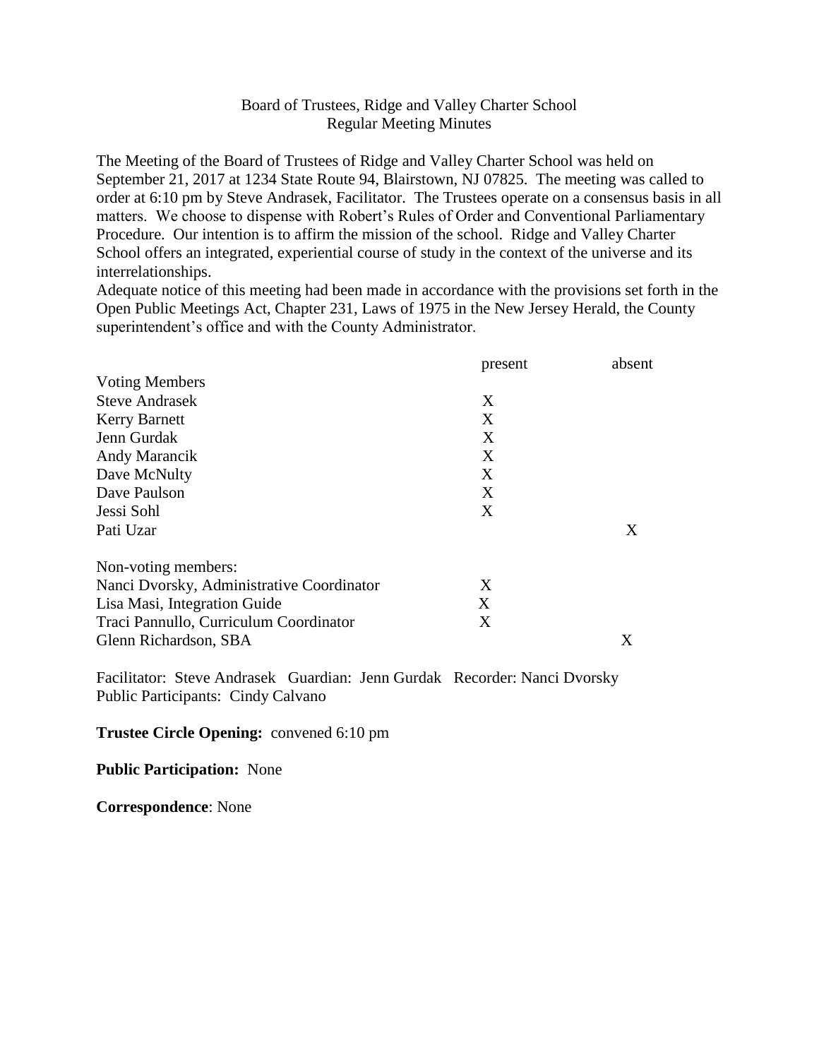Board of Trustees, Ridge and Valley Charter School
Regular Meeting Minutes

The Meeting of the Board of Trustees of Ridge and Valley Charter School was held on September 21, 2017 at 1234 State Route 94, Blairstown, NJ 07825. The meeting was called to order at 6:10 pm by Steve Andrasek, Facilitator. The Trustees operate on a consensus basis in all matters. We choose to dispense with Robert's Rules of Order and Conventional Parliamentary Procedure. Our intention is to affirm the mission of the school. Ridge and Valley Charter School offers an integrated, experiential course of study in the context of the universe and its interrelationships.

Adequate notice of this meeting had been made in accordance with the provisions set forth in the Open Public Meetings Act, Chapter 231, Laws of 1975 in the New Jersey Herald, the County superintendent's office and with the County Administrator.

| | present | absent |
|---|---|---|
| Voting Members | | |
| Steve Andrasek | X | |
| Kerry Barnett | X | |
| Jenn Gurdak | X | |
| Andy Marancik | X | |
| Dave McNulty | X | |
| Dave Paulson | X | |
| Jessi Sohl | X | |
| Pati Uzar | | X |
| | | |
| Non-voting members: | | |
| Nanci Dvorsky, Administrative Coordinator | X | |
| Lisa Masi, Integration Guide | X | |
| Traci Pannullo, Curriculum Coordinator | X | |
| Glenn Richardson, SBA | | X |

Facilitator: Steve Andrasek Guardian: Jenn Gurdak Recorder: Nanci Dvorsky
Public Participants: Cindy Calvano

**Trustee Circle Opening:** convened 6:10 pm

**Public Participation:** None

**Correspondence**: None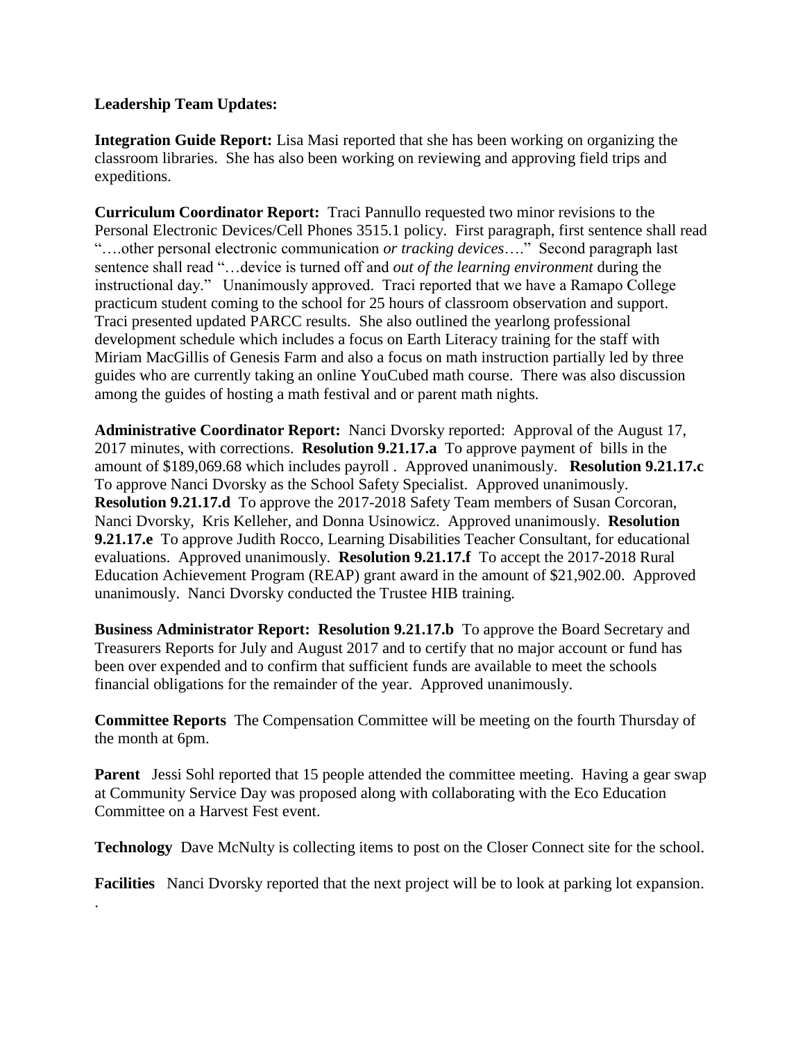**Leadership Team Updates:**

**Integration Guide Report:** Lisa Masi reported that she has been working on organizing the classroom libraries. She has also been working on reviewing and approving field trips and expeditions.

**Curriculum Coordinator Report:** Traci Pannullo requested two minor revisions to the Personal Electronic Devices/Cell Phones 3515.1 policy. First paragraph, first sentence shall read "….other personal electronic communication *or tracking devices*…." Second paragraph last sentence shall read "…device is turned off and *out of the learning environment* during the instructional day." Unanimously approved. Traci reported that we have a Ramapo College practicum student coming to the school for 25 hours of classroom observation and support. Traci presented updated PARCC results. She also outlined the yearlong professional development schedule which includes a focus on Earth Literacy training for the staff with Miriam MacGillis of Genesis Farm and also a focus on math instruction partially led by three guides who are currently taking an online YouCubed math course. There was also discussion among the guides of hosting a math festival and or parent math nights.

**Administrative Coordinator Report:** Nanci Dvorsky reported: Approval of the August 17, 2017 minutes, with corrections. **Resolution 9.21.17.a** To approve payment of bills in the amount of $189,069.68 which includes payroll . Approved unanimously. **Resolution 9.21.17.c** To approve Nanci Dvorsky as the School Safety Specialist. Approved unanimously. **Resolution 9.21.17.d** To approve the 2017-2018 Safety Team members of Susan Corcoran, Nanci Dvorsky, Kris Kelleher, and Donna Usinowicz. Approved unanimously. **Resolution 9.21.17.e** To approve Judith Rocco, Learning Disabilities Teacher Consultant, for educational evaluations. Approved unanimously. **Resolution 9.21.17.f** To accept the 2017-2018 Rural Education Achievement Program (REAP) grant award in the amount of $21,902.00. Approved unanimously. Nanci Dvorsky conducted the Trustee HIB training.

**Business Administrator Report: Resolution 9.21.17.b** To approve the Board Secretary and Treasurers Reports for July and August 2017 and to certify that no major account or fund has been over expended and to confirm that sufficient funds are available to meet the schools financial obligations for the remainder of the year. Approved unanimously.

**Committee Reports** The Compensation Committee will be meeting on the fourth Thursday of the month at 6pm.

**Parent** Jessi Sohl reported that 15 people attended the committee meeting. Having a gear swap at Community Service Day was proposed along with collaborating with the Eco Education Committee on a Harvest Fest event.

**Technology** Dave McNulty is collecting items to post on the Closer Connect site for the school.

**Facilities** Nanci Dvorsky reported that the next project will be to look at parking lot expansion.
.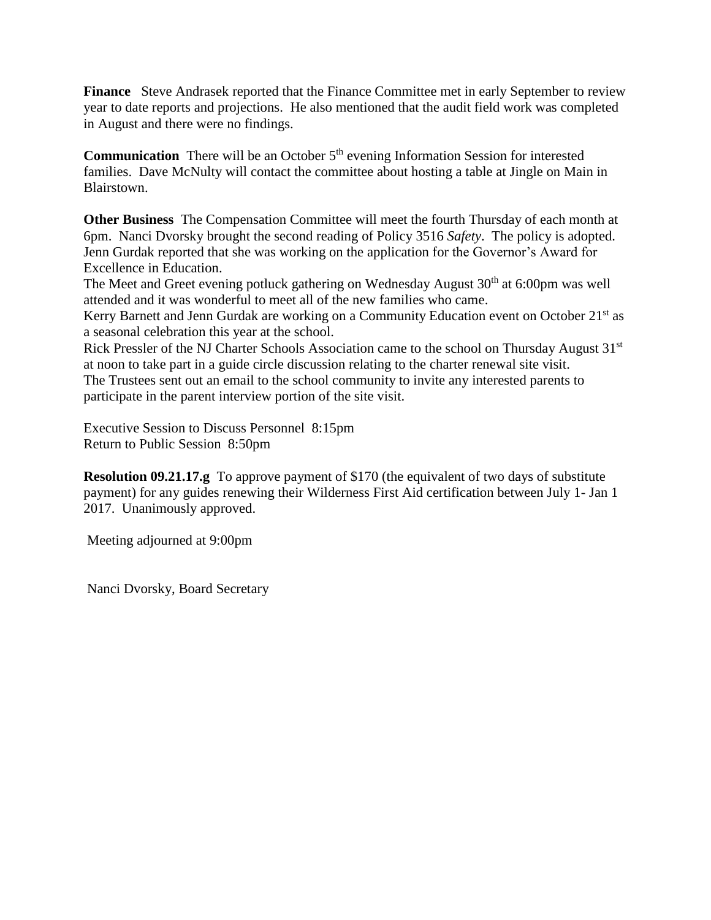**Finance** Steve Andrasek reported that the Finance Committee met in early September to review year to date reports and projections. He also mentioned that the audit field work was completed in August and there were no findings.

**Communication** There will be an October 5th evening Information Session for interested families. Dave McNulty will contact the committee about hosting a table at Jingle on Main in Blairstown.

**Other Business** The Compensation Committee will meet the fourth Thursday of each month at 6pm. Nanci Dvorsky brought the second reading of Policy 3516 *Safety*. The policy is adopted. Jenn Gurdak reported that she was working on the application for the Governor's Award for Excellence in Education.

The Meet and Greet evening potluck gathering on Wednesday August 30th at 6:00pm was well attended and it was wonderful to meet all of the new families who came.

Kerry Barnett and Jenn Gurdak are working on a Community Education event on October 21st as a seasonal celebration this year at the school.

Rick Pressler of the NJ Charter Schools Association came to the school on Thursday August 31st at noon to take part in a guide circle discussion relating to the charter renewal site visit.

The Trustees sent out an email to the school community to invite any interested parents to participate in the parent interview portion of the site visit.

Executive Session to Discuss Personnel 8:15pm
Return to Public Session 8:50pm

**Resolution 09.21.17.g** To approve payment of $170 (the equivalent of two days of substitute payment) for any guides renewing their Wilderness First Aid certification between July 1- Jan 1 2017. Unanimously approved.

Meeting adjourned at 9:00pm

Nanci Dvorsky, Board Secretary